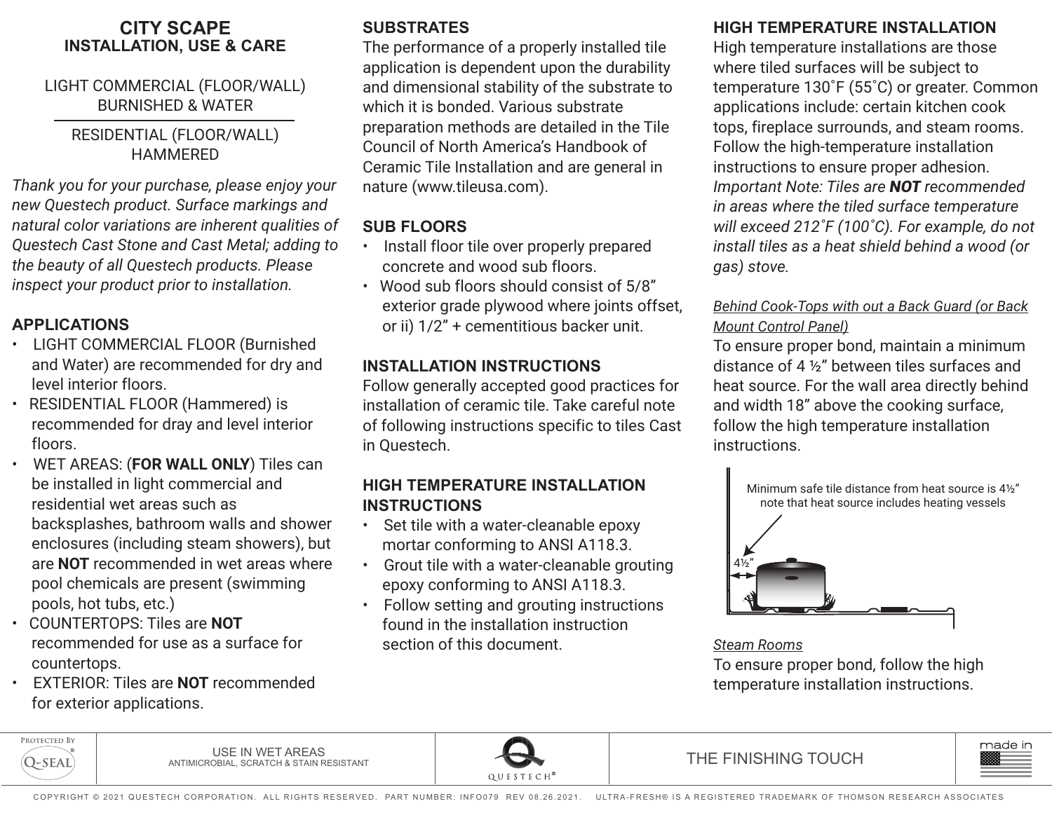# CITY SCAPE
## INSTALLATION, USE & CARE

LIGHT COMMERCIAL (FLOOR/WALL)
BURNISHED & WATER

RESIDENTIAL (FLOOR/WALL)
HAMMERED

*Thank you for your purchase, please enjoy your new Questech product. Surface markings and natural color variations are inherent qualities of Questech Cast Stone and Cast Metal; adding to the beauty of all Questech products. Please inspect your product prior to installation.*

### APPLICATIONS

- LIGHT COMMERCIAL FLOOR (Burnished and Water) are recommended for dry and level interior floors.
- RESIDENTIAL FLOOR (Hammered) is recommended for dray and level interior floors.
- WET AREAS: (**FOR WALL ONLY**) Tiles can be installed in light commercial and residential wet areas such as backsplashes, bathroom walls and shower enclosures (including steam showers), but are **NOT** recommended in wet areas where pool chemicals are present (swimming pools, hot tubs, etc.)
- COUNTERTOPS: Tiles are **NOT** recommended for use as a surface for countertops.
- EXTERIOR: Tiles are **NOT** recommended for exterior applications.

### SUBSTRATES

The performance of a properly installed tile application is dependent upon the durability and dimensional stability of the substrate to which it is bonded. Various substrate preparation methods are detailed in the Tile Council of North America's Handbook of Ceramic Tile Installation and are general in nature (www.tileusa.com).

### SUB FLOORS

- Install floor tile over properly prepared concrete and wood sub floors.
- Wood sub floors should consist of 5/8" exterior grade plywood where joints offset, or ii) 1/2" + cementitious backer unit.

### INSTALLATION INSTRUCTIONS

Follow generally accepted good practices for installation of ceramic tile. Take careful note of following instructions specific to tiles Cast in Questech.

### HIGH TEMPERATURE INSTALLATION INSTRUCTIONS

- Set tile with a water-cleanable epoxy mortar conforming to ANSI A118.3.
- Grout tile with a water-cleanable grouting epoxy conforming to ANSI A118.3.
- Follow setting and grouting instructions found in the installation instruction section of this document.

### HIGH TEMPERATURE INSTALLATION

High temperature installations are those where tiled surfaces will be subject to temperature 130˚F (55˚C) or greater. Common applications include: certain kitchen cook tops, fireplace surrounds, and steam rooms. Follow the high-temperature installation instructions to ensure proper adhesion. *Important Note: Tiles are **NOT** recommended in areas where the tiled surface temperature will exceed 212˚F (100˚C). For example, do not install tiles as a heat shield behind a wood (or gas) stove.*

*Behind Cook-Tops with out a Back Guard (or Back Mount Control Panel)*

To ensure proper bond, maintain a minimum distance of 4 ½" between tiles surfaces and heat source. For the wall area directly behind and width 18" above the cooking surface, follow the high temperature installation instructions.

Minimum safe tile distance from heat source is 4½" note that heat source includes heating vessels

4½"

*Steam Rooms*

To ensure proper bond, follow the high temperature installation instructions.

PROTECTED BY Q-SEAL® | USE IN WET AREAS — ANTIMICROBIAL, SCRATCH & STAIN RESISTANT | QUESTECH® | THE FINISHING TOUCH | made in

COPYRIGHT © 2021 QUESTECH CORPORATION. ALL RIGHTS RESERVED. PART NUMBER: INFO079 REV 08.26.2021. ULTRA-FRESH® IS A REGISTERED TRADEMARK OF THOMSON RESEARCH ASSOCIATES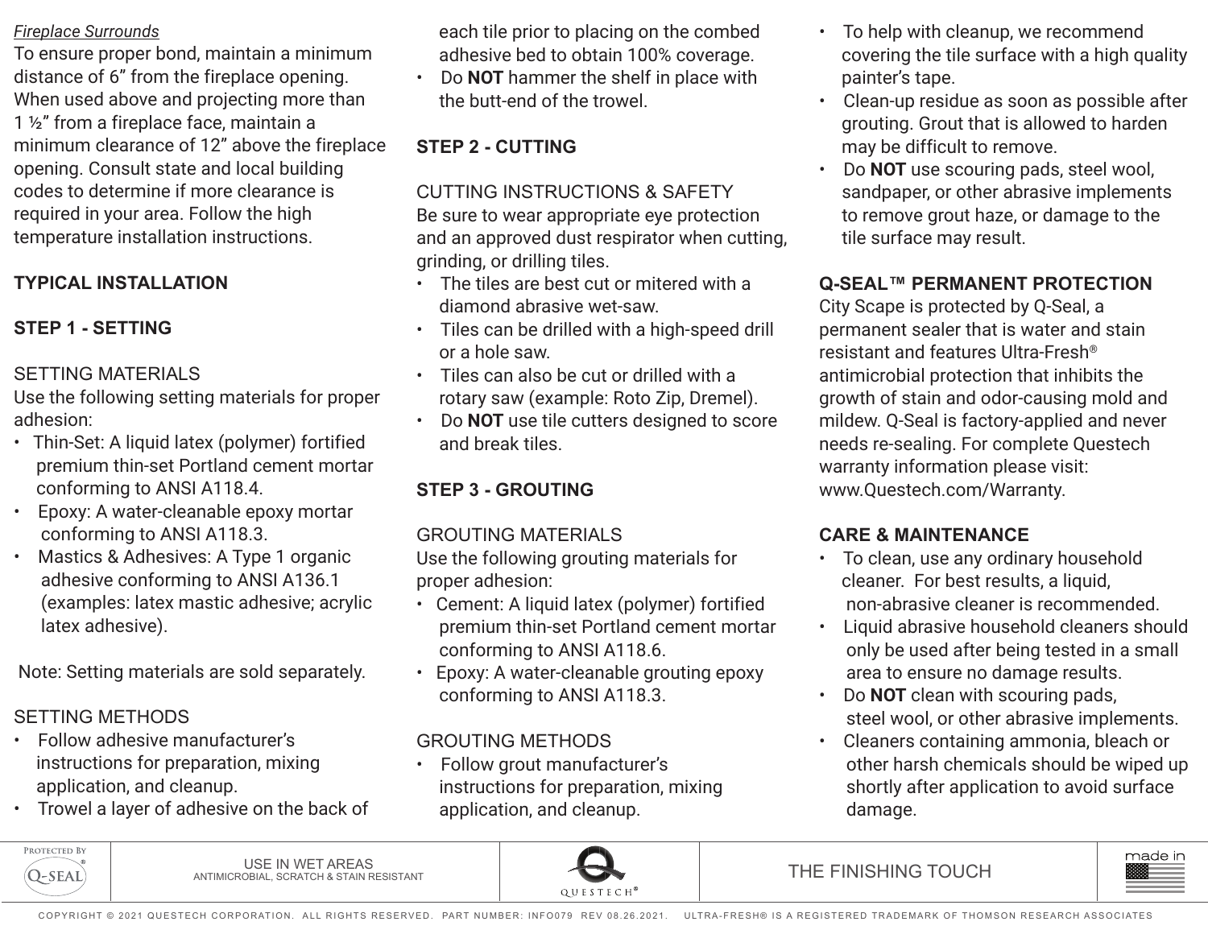*Fireplace Surrounds*

To ensure proper bond, maintain a minimum distance of 6" from the fireplace opening. When used above and projecting more than 1 ½" from a fireplace face, maintain a minimum clearance of 12" above the fireplace opening. Consult state and local building codes to determine if more clearance is required in your area. Follow the high temperature installation instructions.

**TYPICAL INSTALLATION**

**STEP 1 - SETTING**

SETTING MATERIALS

Use the following setting materials for proper adhesion:

- Thin-Set: A liquid latex (polymer) fortified premium thin-set Portland cement mortar conforming to ANSI A118.4.
- Epoxy: A water-cleanable epoxy mortar conforming to ANSI A118.3.
- Mastics & Adhesives: A Type 1 organic adhesive conforming to ANSI A136.1 (examples: latex mastic adhesive; acrylic latex adhesive).

Note: Setting materials are sold separately.

SETTING METHODS

- Follow adhesive manufacturer's instructions for preparation, mixing application, and cleanup.
- Trowel a layer of adhesive on the back of each tile prior to placing on the combed adhesive bed to obtain 100% coverage.
- Do **NOT** hammer the shelf in place with the butt-end of the trowel.

**STEP 2 - CUTTING**

CUTTING INSTRUCTIONS & SAFETY

Be sure to wear appropriate eye protection and an approved dust respirator when cutting, grinding, or drilling tiles.

- The tiles are best cut or mitered with a diamond abrasive wet-saw.
- Tiles can be drilled with a high-speed drill or a hole saw.
- Tiles can also be cut or drilled with a rotary saw (example: Roto Zip, Dremel).
- Do **NOT** use tile cutters designed to score and break tiles.

**STEP 3 - GROUTING**

GROUTING MATERIALS

Use the following grouting materials for proper adhesion:

- Cement: A liquid latex (polymer) fortified premium thin-set Portland cement mortar conforming to ANSI A118.6.
- Epoxy: A water-cleanable grouting epoxy conforming to ANSI A118.3.

GROUTING METHODS

- Follow grout manufacturer's instructions for preparation, mixing application, and cleanup.
- To help with cleanup, we recommend covering the tile surface with a high quality painter's tape.
- Clean-up residue as soon as possible after grouting. Grout that is allowed to harden may be difficult to remove.
- Do **NOT** use scouring pads, steel wool, sandpaper, or other abrasive implements to remove grout haze, or damage to the tile surface may result.

**Q-SEAL™ PERMANENT PROTECTION**

City Scape is protected by Q-Seal, a permanent sealer that is water and stain resistant and features Ultra-Fresh® antimicrobial protection that inhibits the growth of stain and odor-causing mold and mildew. Q-Seal is factory-applied and never needs re-sealing. For complete Questech warranty information please visit: www.Questech.com/Warranty.

**CARE & MAINTENANCE**

- To clean, use any ordinary household cleaner. For best results, a liquid, non-abrasive cleaner is recommended.
- Liquid abrasive household cleaners should only be used after being tested in a small area to ensure no damage results.
- Do **NOT** clean with scouring pads, steel wool, or other abrasive implements.
- Cleaners containing ammonia, bleach or other harsh chemicals should be wiped up shortly after application to avoid surface damage.

PROTECTED BY Q-SEAL®

USE IN WET AREAS
ANTIMICROBIAL, SCRATCH & STAIN RESISTANT

QUESTECH®

THE FINISHING TOUCH

made in

COPYRIGHT © 2021 QUESTECH CORPORATION. ALL RIGHTS RESERVED. PART NUMBER: INFO079 REV 08.26.2021. ULTRA-FRESH® IS A REGISTERED TRADEMARK OF THOMSON RESEARCH ASSOCIATES